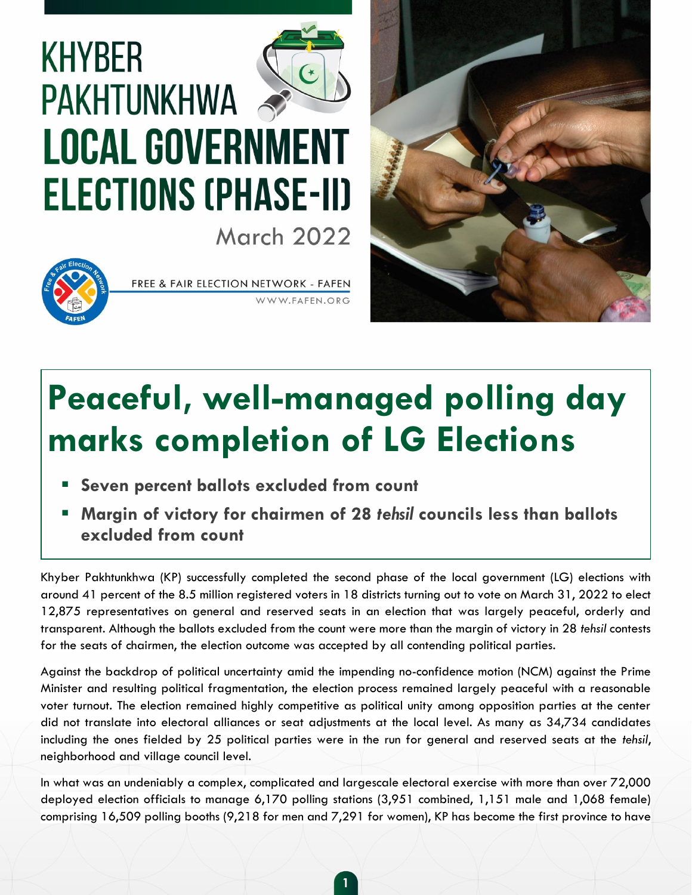# KHYBER PAKHTUNKHWA LOCAL GOVERNMENT ELECTIONS (PHASE-II)

March 2022

FREE & FAIR ELECTION NETWORK - FAFEN

WWW.FAFEN.ORG

## Peaceful, well-managed polling day marks completion of LG Elections

- **Seven percent ballots excluded from count**
- **Margin of victory for chairmen of 28 *tehsil* councils less than ballots excluded from count**

Khyber Pakhtunkhwa (KP) successfully completed the second phase of the local government (LG) elections with around 41 percent of the 8.5 million registered voters in 18 districts turning out to vote on March 31, 2022 to elect 12,875 representatives on general and reserved seats in an election that was largely peaceful, orderly and transparent. Although the ballots excluded from the count were more than the margin of victory in 28 *tehsil* contests for the seats of chairmen, the election outcome was accepted by all contending political parties.

Against the backdrop of political uncertainty amid the impending no-confidence motion (NCM) against the Prime Minister and resulting political fragmentation, the election process remained largely peaceful with a reasonable voter turnout. The election remained highly competitive as political unity among opposition parties at the center did not translate into electoral alliances or seat adjustments at the local level. As many as 34,734 candidates including the ones fielded by 25 political parties were in the run for general and reserved seats at the *tehsil*, neighborhood and village council level.

In what was an undeniably a complex, complicated and largescale electoral exercise with more than over 72,000 deployed election officials to manage 6,170 polling stations (3,951 combined, 1,151 male and 1,068 female) comprising 16,509 polling booths (9,218 for men and 7,291 for women), KP has become the first province to have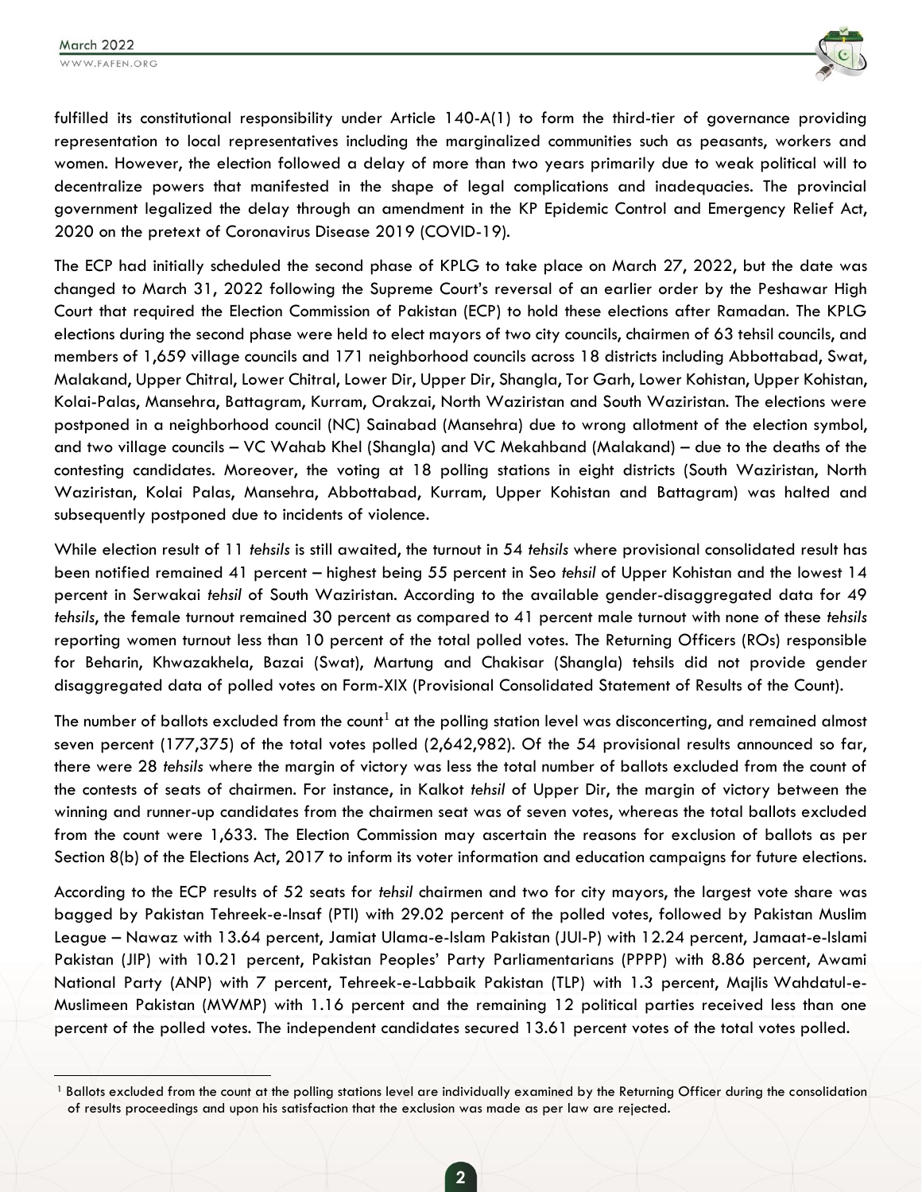fulfilled its constitutional responsibility under Article 140-A(1) to form the third-tier of governance providing representation to local representatives including the marginalized communities such as peasants, workers and women. However, the election followed a delay of more than two years primarily due to weak political will to decentralize powers that manifested in the shape of legal complications and inadequacies. The provincial government legalized the delay through an amendment in the KP Epidemic Control and Emergency Relief Act, 2020 on the pretext of Coronavirus Disease 2019 (COVID-19).

The ECP had initially scheduled the second phase of KPLG to take place on March 27, 2022, but the date was changed to March 31, 2022 following the Supreme Court's reversal of an earlier order by the Peshawar High Court that required the Election Commission of Pakistan (ECP) to hold these elections after Ramadan. The KPLG elections during the second phase were held to elect mayors of two city councils, chairmen of 63 tehsil councils, and members of 1,659 village councils and 171 neighborhood councils across 18 districts including Abbottabad, Swat, Malakand, Upper Chitral, Lower Chitral, Lower Dir, Upper Dir, Shangla, Tor Garh, Lower Kohistan, Upper Kohistan, Kolai-Palas, Mansehra, Battagram, Kurram, Orakzai, North Waziristan and South Waziristan. The elections were postponed in a neighborhood council (NC) Sainabad (Mansehra) due to wrong allotment of the election symbol, and two village councils – VC Wahab Khel (Shangla) and VC Mekahband (Malakand) – due to the deaths of the contesting candidates. Moreover, the voting at 18 polling stations in eight districts (South Waziristan, North Waziristan, Kolai Palas, Mansehra, Abbottabad, Kurram, Upper Kohistan and Battagram) was halted and subsequently postponed due to incidents of violence.

While election result of 11 *tehsils* is still awaited, the turnout in 54 *tehsils* where provisional consolidated result has been notified remained 41 percent – highest being 55 percent in Seo *tehsil* of Upper Kohistan and the lowest 14 percent in Serwakai *tehsil* of South Waziristan. According to the available gender-disaggregated data for 49 *tehsils*, the female turnout remained 30 percent as compared to 41 percent male turnout with none of these *tehsils* reporting women turnout less than 10 percent of the total polled votes. The Returning Officers (ROs) responsible for Beharin, Khwazakhela, Bazai (Swat), Martung and Chakisar (Shangla) tehsils did not provide gender disaggregated data of polled votes on Form-XIX (Provisional Consolidated Statement of Results of the Count).

The number of ballots excluded from the count[1] at the polling station level was disconcerting, and remained almost seven percent (177,375) of the total votes polled (2,642,982). Of the 54 provisional results announced so far, there were 28 *tehsils* where the margin of victory was less the total number of ballots excluded from the count of the contests of seats of chairmen. For instance, in Kalkot *tehsil* of Upper Dir, the margin of victory between the winning and runner-up candidates from the chairmen seat was of seven votes, whereas the total ballots excluded from the count were 1,633. The Election Commission may ascertain the reasons for exclusion of ballots as per Section 8(b) of the Elections Act, 2017 to inform its voter information and education campaigns for future elections.

According to the ECP results of 52 seats for *tehsil* chairmen and two for city mayors, the largest vote share was bagged by Pakistan Tehreek-e-Insaf (PTI) with 29.02 percent of the polled votes, followed by Pakistan Muslim League – Nawaz with 13.64 percent, Jamiat Ulama-e-Islam Pakistan (JUI-P) with 12.24 percent, Jamaat-e-Islami Pakistan (JIP) with 10.21 percent, Pakistan Peoples' Party Parliamentarians (PPPP) with 8.86 percent, Awami National Party (ANP) with 7 percent, Tehreek-e-Labbaik Pakistan (TLP) with 1.3 percent, Majlis Wahdatul-e-Muslimeen Pakistan (MWMP) with 1.16 percent and the remaining 12 political parties received less than one percent of the polled votes. The independent candidates secured 13.61 percent votes of the total votes polled.

---

[1] Ballots excluded from the count at the polling stations level are individually examined by the Returning Officer during the consolidation of results proceedings and upon his satisfaction that the exclusion was made as per law are rejected.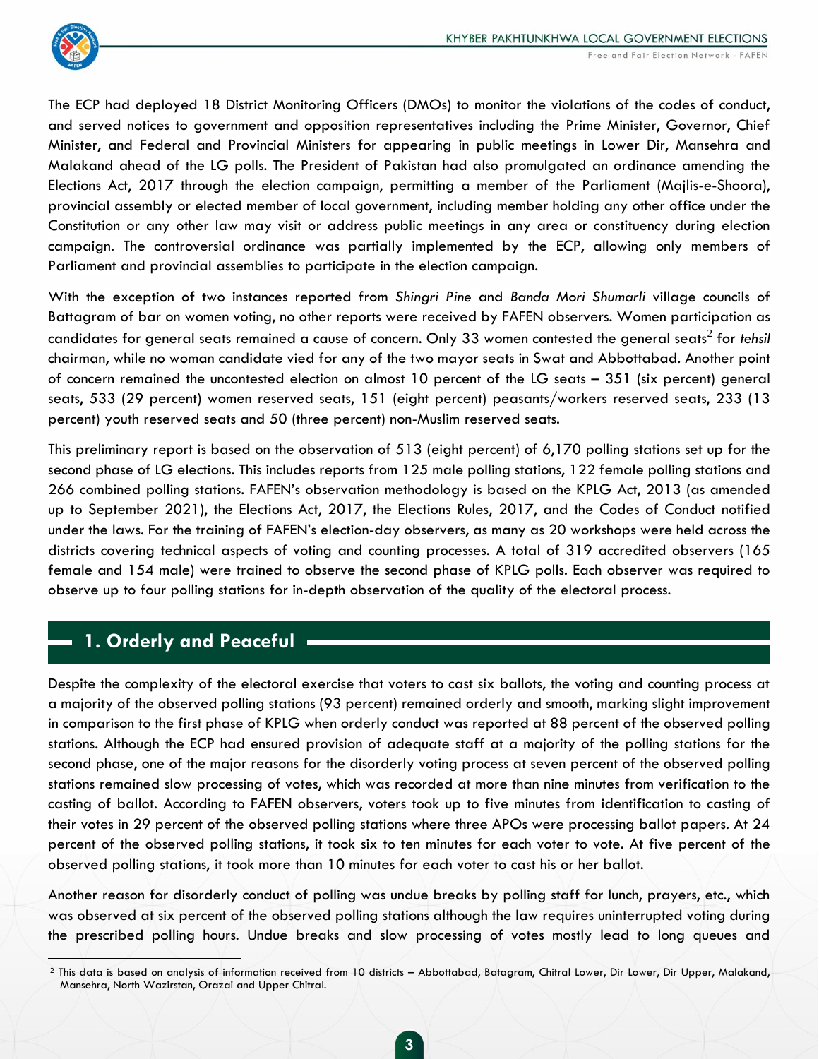The ECP had deployed 18 District Monitoring Officers (DMOs) to monitor the violations of the codes of conduct, and served notices to government and opposition representatives including the Prime Minister, Governor, Chief Minister, and Federal and Provincial Ministers for appearing in public meetings in Lower Dir, Mansehra and Malakand ahead of the LG polls. The President of Pakistan had also promulgated an ordinance amending the Elections Act, 2017 through the election campaign, permitting a member of the Parliament (Majlis-e-Shoora), provincial assembly or elected member of local government, including member holding any other office under the Constitution or any other law may visit or address public meetings in any area or constituency during election campaign. The controversial ordinance was partially implemented by the ECP, allowing only members of Parliament and provincial assemblies to participate in the election campaign.

With the exception of two instances reported from *Shingri Pine* and *Banda Mori Shumarli* village councils of Battagram of bar on women voting, no other reports were received by FAFEN observers. Women participation as candidates for general seats remained a cause of concern. Only 33 women contested the general seats[2] for *tehsil* chairman, while no woman candidate vied for any of the two mayor seats in Swat and Abbottabad. Another point of concern remained the uncontested election on almost 10 percent of the LG seats – 351 (six percent) general seats, 533 (29 percent) women reserved seats, 151 (eight percent) peasants/workers reserved seats, 233 (13 percent) youth reserved seats and 50 (three percent) non-Muslim reserved seats.

This preliminary report is based on the observation of 513 (eight percent) of 6,170 polling stations set up for the second phase of LG elections. This includes reports from 125 male polling stations, 122 female polling stations and 266 combined polling stations. FAFEN's observation methodology is based on the KPLG Act, 2013 (as amended up to September 2021), the Elections Act, 2017, the Elections Rules, 2017, and the Codes of Conduct notified under the laws. For the training of FAFEN's election-day observers, as many as 20 workshops were held across the districts covering technical aspects of voting and counting processes. A total of 319 accredited observers (165 female and 154 male) were trained to observe the second phase of KPLG polls. Each observer was required to observe up to four polling stations for in-depth observation of the quality of the electoral process.

## 1. Orderly and Peaceful

Despite the complexity of the electoral exercise that voters to cast six ballots, the voting and counting process at a majority of the observed polling stations (93 percent) remained orderly and smooth, marking slight improvement in comparison to the first phase of KPLG when orderly conduct was reported at 88 percent of the observed polling stations. Although the ECP had ensured provision of adequate staff at a majority of the polling stations for the second phase, one of the major reasons for the disorderly voting process at seven percent of the observed polling stations remained slow processing of votes, which was recorded at more than nine minutes from verification to the casting of ballot. According to FAFEN observers, voters took up to five minutes from identification to casting of their votes in 29 percent of the observed polling stations where three APOs were processing ballot papers. At 24 percent of the observed polling stations, it took six to ten minutes for each voter to vote. At five percent of the observed polling stations, it took more than 10 minutes for each voter to cast his or her ballot.

Another reason for disorderly conduct of polling was undue breaks by polling staff for lunch, prayers, etc., which was observed at six percent of the observed polling stations although the law requires uninterrupted voting during the prescribed polling hours. Undue breaks and slow processing of votes mostly lead to long queues and

[2] This data is based on analysis of information received from 10 districts – Abbottabad, Batagram, Chitral Lower, Dir Lower, Dir Upper, Malakand, Mansehra, North Wazirstan, Orazai and Upper Chitral.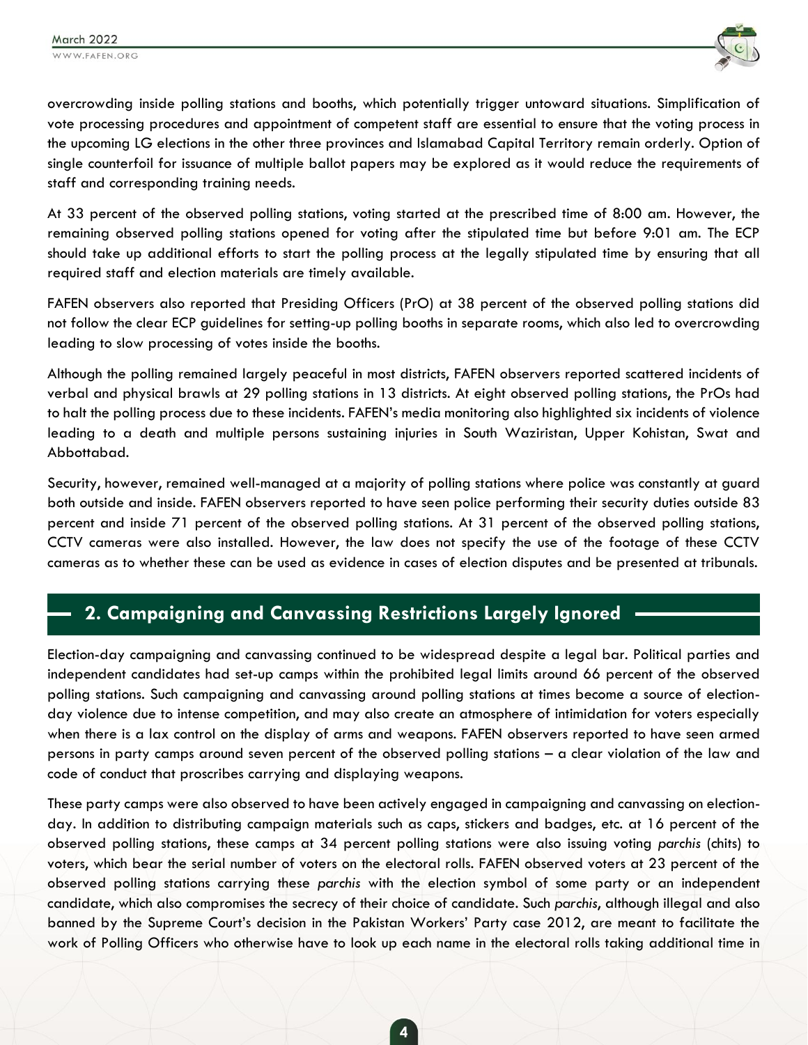overcrowding inside polling stations and booths, which potentially trigger untoward situations. Simplification of vote processing procedures and appointment of competent staff are essential to ensure that the voting process in the upcoming LG elections in the other three provinces and Islamabad Capital Territory remain orderly. Option of single counterfoil for issuance of multiple ballot papers may be explored as it would reduce the requirements of staff and corresponding training needs.

At 33 percent of the observed polling stations, voting started at the prescribed time of 8:00 am. However, the remaining observed polling stations opened for voting after the stipulated time but before 9:01 am. The ECP should take up additional efforts to start the polling process at the legally stipulated time by ensuring that all required staff and election materials are timely available.

FAFEN observers also reported that Presiding Officers (PrO) at 38 percent of the observed polling stations did not follow the clear ECP guidelines for setting-up polling booths in separate rooms, which also led to overcrowding leading to slow processing of votes inside the booths.

Although the polling remained largely peaceful in most districts, FAFEN observers reported scattered incidents of verbal and physical brawls at 29 polling stations in 13 districts. At eight observed polling stations, the PrOs had to halt the polling process due to these incidents. FAFEN's media monitoring also highlighted six incidents of violence leading to a death and multiple persons sustaining injuries in South Waziristan, Upper Kohistan, Swat and Abbottabad.

Security, however, remained well-managed at a majority of polling stations where police was constantly at guard both outside and inside. FAFEN observers reported to have seen police performing their security duties outside 83 percent and inside 71 percent of the observed polling stations. At 31 percent of the observed polling stations, CCTV cameras were also installed. However, the law does not specify the use of the footage of these CCTV cameras as to whether these can be used as evidence in cases of election disputes and be presented at tribunals.

## 2. Campaigning and Canvassing Restrictions Largely Ignored

Election-day campaigning and canvassing continued to be widespread despite a legal bar. Political parties and independent candidates had set-up camps within the prohibited legal limits around 66 percent of the observed polling stations. Such campaigning and canvassing around polling stations at times become a source of election-day violence due to intense competition, and may also create an atmosphere of intimidation for voters especially when there is a lax control on the display of arms and weapons. FAFEN observers reported to have seen armed persons in party camps around seven percent of the observed polling stations – a clear violation of the law and code of conduct that proscribes carrying and displaying weapons.

These party camps were also observed to have been actively engaged in campaigning and canvassing on election-day. In addition to distributing campaign materials such as caps, stickers and badges, etc. at 16 percent of the observed polling stations, these camps at 34 percent polling stations were also issuing voting *parchis* (chits) to voters, which bear the serial number of voters on the electoral rolls. FAFEN observed voters at 23 percent of the observed polling stations carrying these *parchis* with the election symbol of some party or an independent candidate, which also compromises the secrecy of their choice of candidate. Such *parchis*, although illegal and also banned by the Supreme Court's decision in the Pakistan Workers' Party case 2012, are meant to facilitate the work of Polling Officers who otherwise have to look up each name in the electoral rolls taking additional time in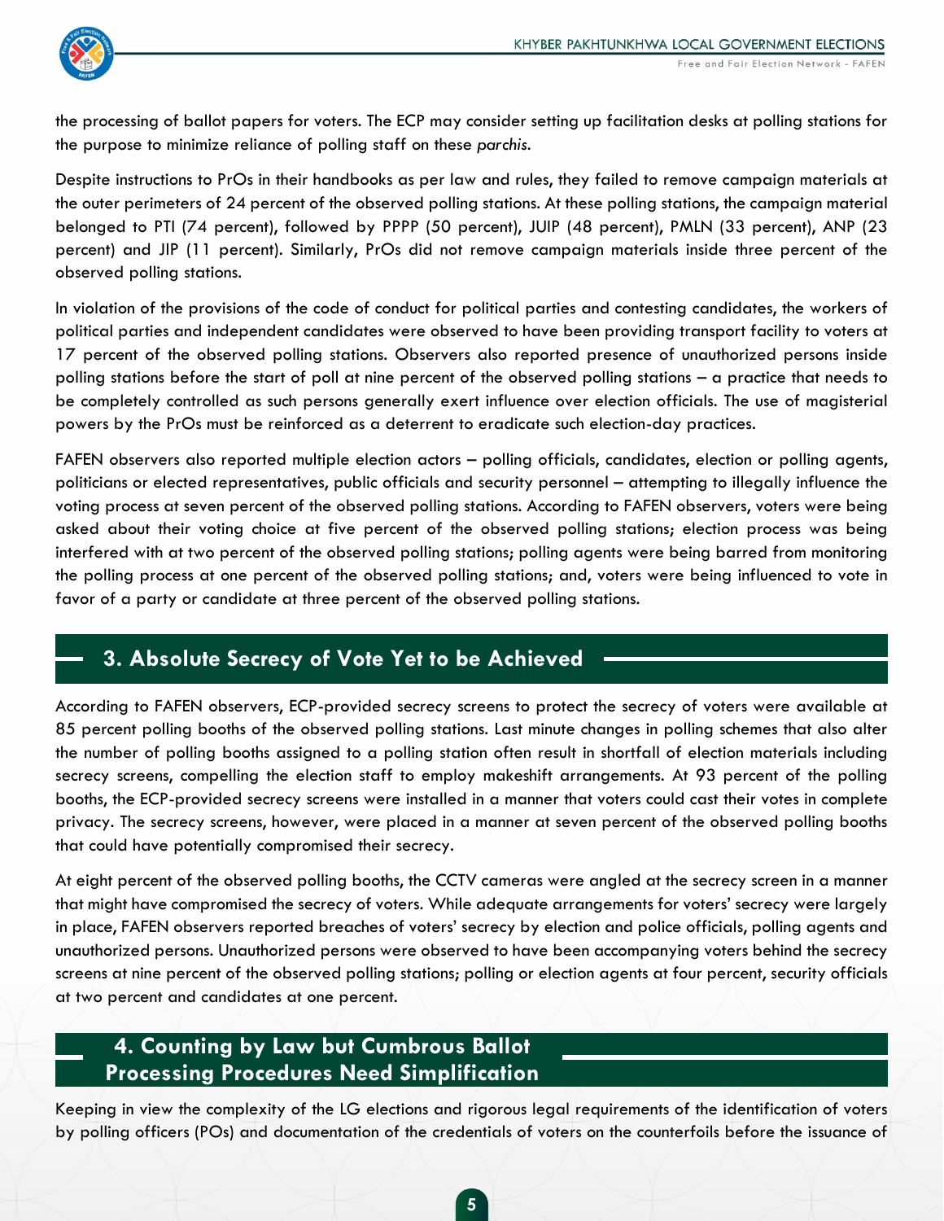the processing of ballot papers for voters. The ECP may consider setting up facilitation desks at polling stations for the purpose to minimize reliance of polling staff on these *parchis*.

Despite instructions to PrOs in their handbooks as per law and rules, they failed to remove campaign materials at the outer perimeters of 24 percent of the observed polling stations. At these polling stations, the campaign material belonged to PTI (74 percent), followed by PPPP (50 percent), JUIP (48 percent), PMLN (33 percent), ANP (23 percent) and JIP (11 percent). Similarly, PrOs did not remove campaign materials inside three percent of the observed polling stations.

In violation of the provisions of the code of conduct for political parties and contesting candidates, the workers of political parties and independent candidates were observed to have been providing transport facility to voters at 17 percent of the observed polling stations. Observers also reported presence of unauthorized persons inside polling stations before the start of poll at nine percent of the observed polling stations – a practice that needs to be completely controlled as such persons generally exert influence over election officials. The use of magisterial powers by the PrOs must be reinforced as a deterrent to eradicate such election-day practices.

FAFEN observers also reported multiple election actors – polling officials, candidates, election or polling agents, politicians or elected representatives, public officials and security personnel – attempting to illegally influence the voting process at seven percent of the observed polling stations. According to FAFEN observers, voters were being asked about their voting choice at five percent of the observed polling stations; election process was being interfered with at two percent of the observed polling stations; polling agents were being barred from monitoring the polling process at one percent of the observed polling stations; and, voters were being influenced to vote in favor of a party or candidate at three percent of the observed polling stations.

## 3. Absolute Secrecy of Vote Yet to be Achieved

According to FAFEN observers, ECP-provided secrecy screens to protect the secrecy of voters were available at 85 percent polling booths of the observed polling stations. Last minute changes in polling schemes that also alter the number of polling booths assigned to a polling station often result in shortfall of election materials including secrecy screens, compelling the election staff to employ makeshift arrangements. At 93 percent of the polling booths, the ECP-provided secrecy screens were installed in a manner that voters could cast their votes in complete privacy. The secrecy screens, however, were placed in a manner at seven percent of the observed polling booths that could have potentially compromised their secrecy.

At eight percent of the observed polling booths, the CCTV cameras were angled at the secrecy screen in a manner that might have compromised the secrecy of voters. While adequate arrangements for voters' secrecy were largely in place, FAFEN observers reported breaches of voters' secrecy by election and police officials, polling agents and unauthorized persons. Unauthorized persons were observed to have been accompanying voters behind the secrecy screens at nine percent of the observed polling stations; polling or election agents at four percent, security officials at two percent and candidates at one percent.

## 4. Counting by Law but Cumbrous Ballot Processing Procedures Need Simplification

Keeping in view the complexity of the LG elections and rigorous legal requirements of the identification of voters by polling officers (POs) and documentation of the credentials of voters on the counterfoils before the issuance of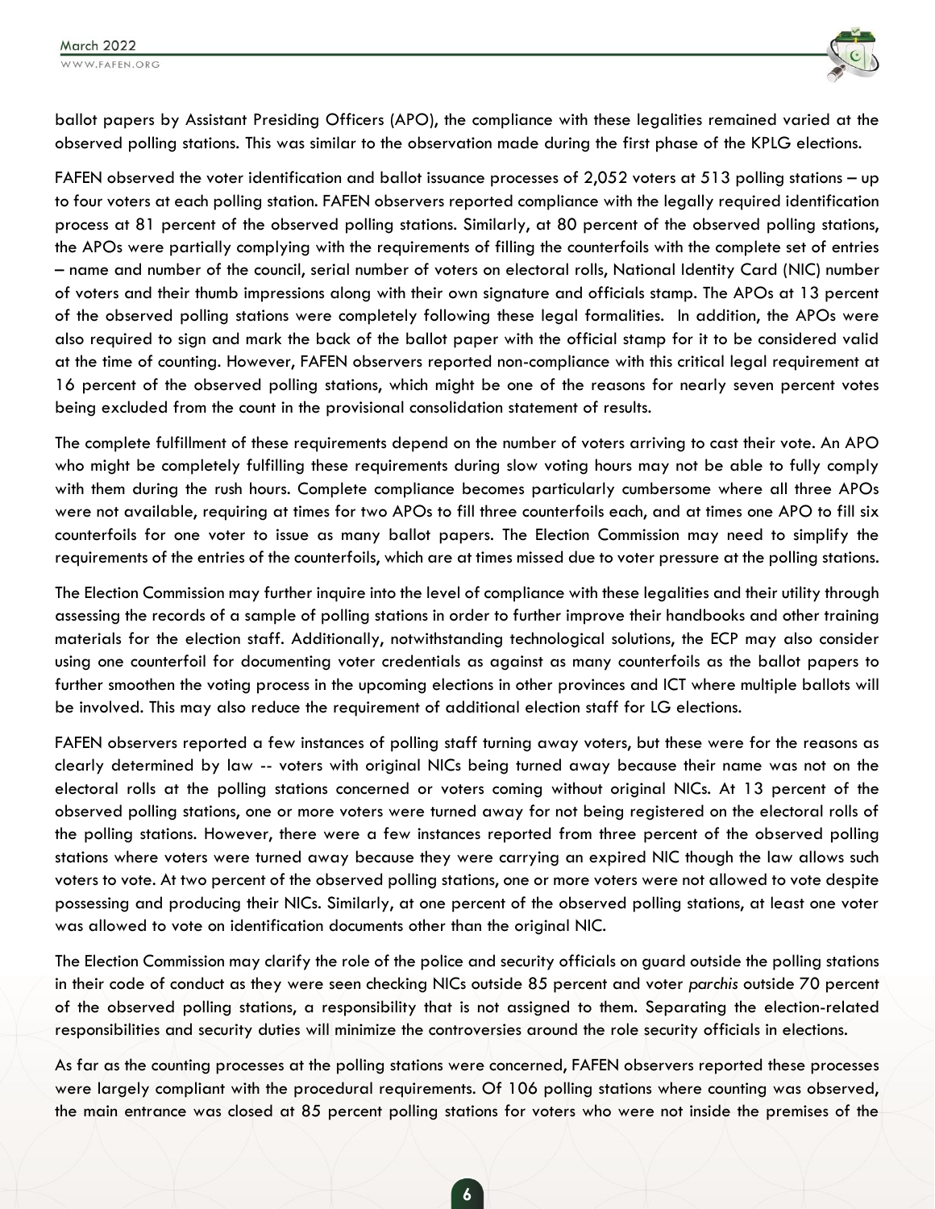ballot papers by Assistant Presiding Officers (APO), the compliance with these legalities remained varied at the observed polling stations. This was similar to the observation made during the first phase of the KPLG elections.

FAFEN observed the voter identification and ballot issuance processes of 2,052 voters at 513 polling stations – up to four voters at each polling station. FAFEN observers reported compliance with the legally required identification process at 81 percent of the observed polling stations. Similarly, at 80 percent of the observed polling stations, the APOs were partially complying with the requirements of filling the counterfoils with the complete set of entries – name and number of the council, serial number of voters on electoral rolls, National Identity Card (NIC) number of voters and their thumb impressions along with their own signature and officials stamp. The APOs at 13 percent of the observed polling stations were completely following these legal formalities. In addition, the APOs were also required to sign and mark the back of the ballot paper with the official stamp for it to be considered valid at the time of counting. However, FAFEN observers reported non-compliance with this critical legal requirement at 16 percent of the observed polling stations, which might be one of the reasons for nearly seven percent votes being excluded from the count in the provisional consolidation statement of results.

The complete fulfillment of these requirements depend on the number of voters arriving to cast their vote. An APO who might be completely fulfilling these requirements during slow voting hours may not be able to fully comply with them during the rush hours. Complete compliance becomes particularly cumbersome where all three APOs were not available, requiring at times for two APOs to fill three counterfoils each, and at times one APO to fill six counterfoils for one voter to issue as many ballot papers. The Election Commission may need to simplify the requirements of the entries of the counterfoils, which are at times missed due to voter pressure at the polling stations.

The Election Commission may further inquire into the level of compliance with these legalities and their utility through assessing the records of a sample of polling stations in order to further improve their handbooks and other training materials for the election staff. Additionally, notwithstanding technological solutions, the ECP may also consider using one counterfoil for documenting voter credentials as against as many counterfoils as the ballot papers to further smoothen the voting process in the upcoming elections in other provinces and ICT where multiple ballots will be involved. This may also reduce the requirement of additional election staff for LG elections.

FAFEN observers reported a few instances of polling staff turning away voters, but these were for the reasons as clearly determined by law -- voters with original NICs being turned away because their name was not on the electoral rolls at the polling stations concerned or voters coming without original NICs. At 13 percent of the observed polling stations, one or more voters were turned away for not being registered on the electoral rolls of the polling stations. However, there were a few instances reported from three percent of the observed polling stations where voters were turned away because they were carrying an expired NIC though the law allows such voters to vote. At two percent of the observed polling stations, one or more voters were not allowed to vote despite possessing and producing their NICs. Similarly, at one percent of the observed polling stations, at least one voter was allowed to vote on identification documents other than the original NIC.

The Election Commission may clarify the role of the police and security officials on guard outside the polling stations in their code of conduct as they were seen checking NICs outside 85 percent and voter *parchis* outside 70 percent of the observed polling stations, a responsibility that is not assigned to them. Separating the election-related responsibilities and security duties will minimize the controversies around the role security officials in elections.

As far as the counting processes at the polling stations were concerned, FAFEN observers reported these processes were largely compliant with the procedural requirements. Of 106 polling stations where counting was observed, the main entrance was closed at 85 percent polling stations for voters who were not inside the premises of the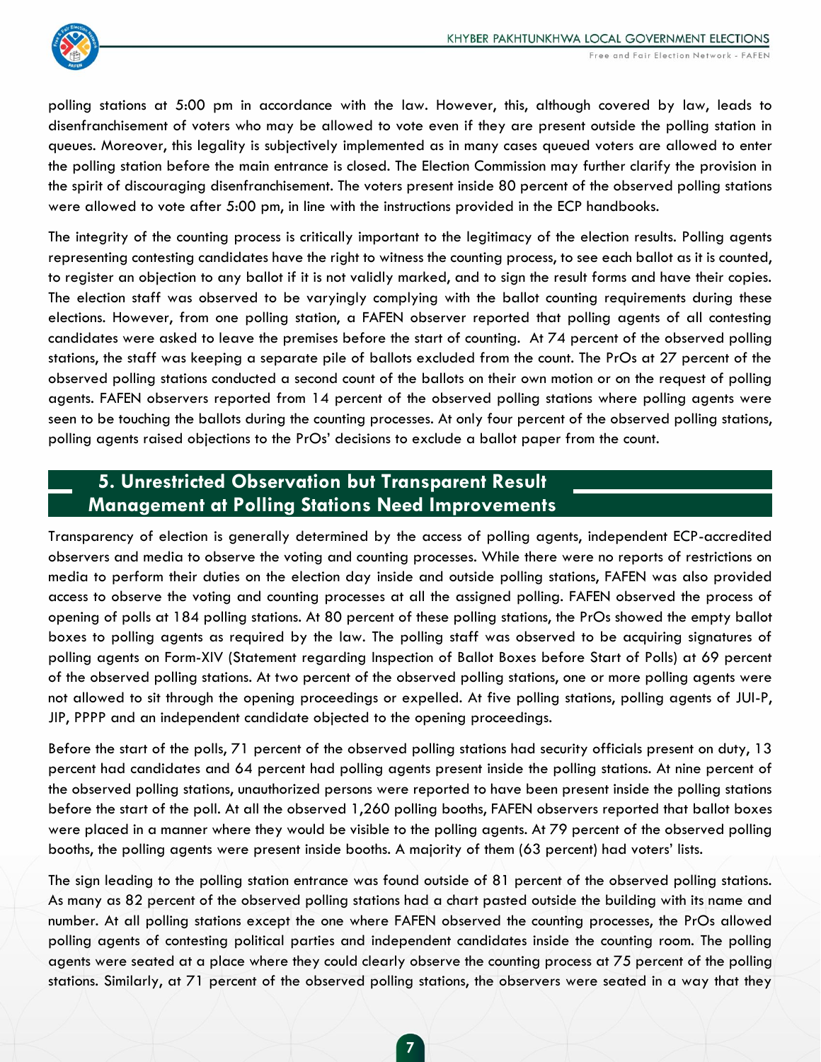polling stations at 5:00 pm in accordance with the law. However, this, although covered by law, leads to disenfranchisement of voters who may be allowed to vote even if they are present outside the polling station in queues. Moreover, this legality is subjectively implemented as in many cases queued voters are allowed to enter the polling station before the main entrance is closed. The Election Commission may further clarify the provision in the spirit of discouraging disenfranchisement. The voters present inside 80 percent of the observed polling stations were allowed to vote after 5:00 pm, in line with the instructions provided in the ECP handbooks.

The integrity of the counting process is critically important to the legitimacy of the election results. Polling agents representing contesting candidates have the right to witness the counting process, to see each ballot as it is counted, to register an objection to any ballot if it is not validly marked, and to sign the result forms and have their copies. The election staff was observed to be varyingly complying with the ballot counting requirements during these elections. However, from one polling station, a FAFEN observer reported that polling agents of all contesting candidates were asked to leave the premises before the start of counting. At 74 percent of the observed polling stations, the staff was keeping a separate pile of ballots excluded from the count. The PrOs at 27 percent of the observed polling stations conducted a second count of the ballots on their own motion or on the request of polling agents. FAFEN observers reported from 14 percent of the observed polling stations where polling agents were seen to be touching the ballots during the counting processes. At only four percent of the observed polling stations, polling agents raised objections to the PrOs' decisions to exclude a ballot paper from the count.

## 5. Unrestricted Observation but Transparent Result Management at Polling Stations Need Improvements

Transparency of election is generally determined by the access of polling agents, independent ECP-accredited observers and media to observe the voting and counting processes. While there were no reports of restrictions on media to perform their duties on the election day inside and outside polling stations, FAFEN was also provided access to observe the voting and counting processes at all the assigned polling. FAFEN observed the process of opening of polls at 184 polling stations. At 80 percent of these polling stations, the PrOs showed the empty ballot boxes to polling agents as required by the law. The polling staff was observed to be acquiring signatures of polling agents on Form-XIV (Statement regarding Inspection of Ballot Boxes before Start of Polls) at 69 percent of the observed polling stations. At two percent of the observed polling stations, one or more polling agents were not allowed to sit through the opening proceedings or expelled. At five polling stations, polling agents of JUI-P, JIP, PPPP and an independent candidate objected to the opening proceedings.

Before the start of the polls, 71 percent of the observed polling stations had security officials present on duty, 13 percent had candidates and 64 percent had polling agents present inside the polling stations. At nine percent of the observed polling stations, unauthorized persons were reported to have been present inside the polling stations before the start of the poll. At all the observed 1,260 polling booths, FAFEN observers reported that ballot boxes were placed in a manner where they would be visible to the polling agents. At 79 percent of the observed polling booths, the polling agents were present inside booths. A majority of them (63 percent) had voters' lists.

The sign leading to the polling station entrance was found outside of 81 percent of the observed polling stations. As many as 82 percent of the observed polling stations had a chart pasted outside the building with its name and number. At all polling stations except the one where FAFEN observed the counting processes, the PrOs allowed polling agents of contesting political parties and independent candidates inside the counting room. The polling agents were seated at a place where they could clearly observe the counting process at 75 percent of the polling stations. Similarly, at 71 percent of the observed polling stations, the observers were seated in a way that they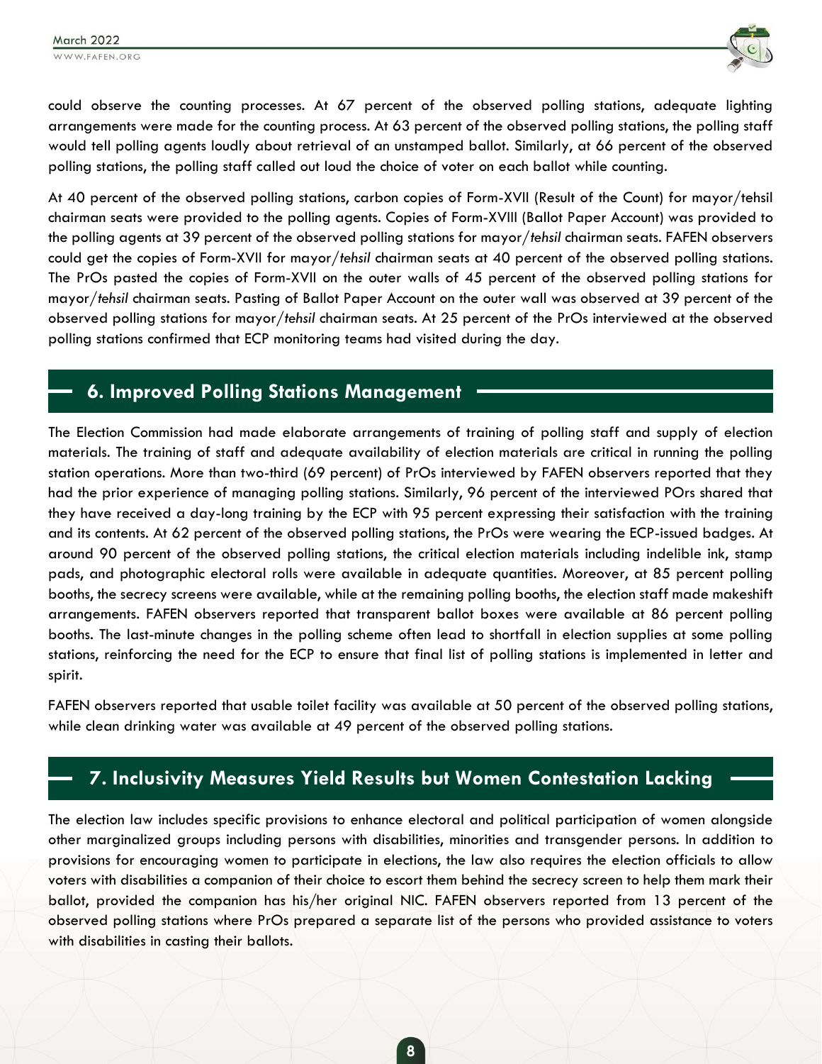could observe the counting processes. At 67 percent of the observed polling stations, adequate lighting arrangements were made for the counting process. At 63 percent of the observed polling stations, the polling staff would tell polling agents loudly about retrieval of an unstamped ballot. Similarly, at 66 percent of the observed polling stations, the polling staff called out loud the choice of voter on each ballot while counting.

At 40 percent of the observed polling stations, carbon copies of Form-XVII (Result of the Count) for mayor/tehsil chairman seats were provided to the polling agents. Copies of Form-XVIII (Ballot Paper Account) was provided to the polling agents at 39 percent of the observed polling stations for mayor/*tehsil* chairman seats. FAFEN observers could get the copies of Form-XVII for mayor/*tehsil* chairman seats at 40 percent of the observed polling stations. The PrOs pasted the copies of Form-XVII on the outer walls of 45 percent of the observed polling stations for mayor/*tehsil* chairman seats. Pasting of Ballot Paper Account on the outer wall was observed at 39 percent of the observed polling stations for mayor/*tehsil* chairman seats. At 25 percent of the PrOs interviewed at the observed polling stations confirmed that ECP monitoring teams had visited during the day.

## 6. Improved Polling Stations Management

The Election Commission had made elaborate arrangements of training of polling staff and supply of election materials. The training of staff and adequate availability of election materials are critical in running the polling station operations. More than two-third (69 percent) of PrOs interviewed by FAFEN observers reported that they had the prior experience of managing polling stations. Similarly, 96 percent of the interviewed POrs shared that they have received a day-long training by the ECP with 95 percent expressing their satisfaction with the training and its contents. At 62 percent of the observed polling stations, the PrOs were wearing the ECP-issued badges. At around 90 percent of the observed polling stations, the critical election materials including indelible ink, stamp pads, and photographic electoral rolls were available in adequate quantities. Moreover, at 85 percent polling booths, the secrecy screens were available, while at the remaining polling booths, the election staff made makeshift arrangements. FAFEN observers reported that transparent ballot boxes were available at 86 percent polling booths. The last-minute changes in the polling scheme often lead to shortfall in election supplies at some polling stations, reinforcing the need for the ECP to ensure that final list of polling stations is implemented in letter and spirit.

FAFEN observers reported that usable toilet facility was available at 50 percent of the observed polling stations, while clean drinking water was available at 49 percent of the observed polling stations.

## 7. Inclusivity Measures Yield Results but Women Contestation Lacking

The election law includes specific provisions to enhance electoral and political participation of women alongside other marginalized groups including persons with disabilities, minorities and transgender persons. In addition to provisions for encouraging women to participate in elections, the law also requires the election officials to allow voters with disabilities a companion of their choice to escort them behind the secrecy screen to help them mark their ballot, provided the companion has his/her original NIC. FAFEN observers reported from 13 percent of the observed polling stations where PrOs prepared a separate list of the persons who provided assistance to voters with disabilities in casting their ballots.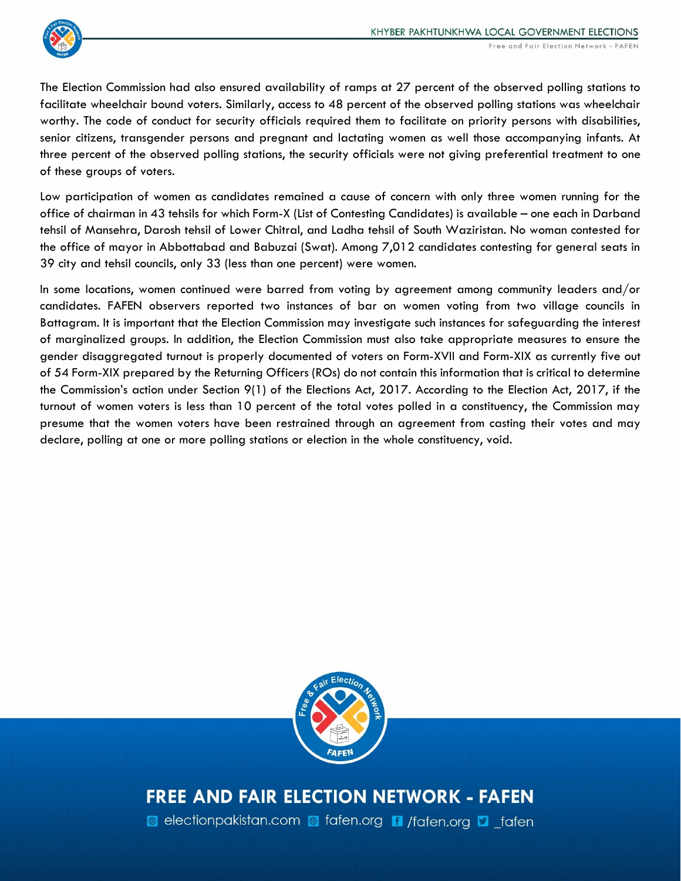The Election Commission had also ensured availability of ramps at 27 percent of the observed polling stations to facilitate wheelchair bound voters. Similarly, access to 48 percent of the observed polling stations was wheelchair worthy. The code of conduct for security officials required them to facilitate on priority persons with disabilities, senior citizens, transgender persons and pregnant and lactating women as well those accompanying infants. At three percent of the observed polling stations, the security officials were not giving preferential treatment to one of these groups of voters.

Low participation of women as candidates remained a cause of concern with only three women running for the office of chairman in 43 tehsils for which Form-X (List of Contesting Candidates) is available – one each in Darband tehsil of Mansehra, Darosh tehsil of Lower Chitral, and Ladha tehsil of South Waziristan. No woman contested for the office of mayor in Abbottabad and Babuzai (Swat). Among 7,012 candidates contesting for general seats in 39 city and tehsil councils, only 33 (less than one percent) were women.

In some locations, women continued were barred from voting by agreement among community leaders and/or candidates. FAFEN observers reported two instances of bar on women voting from two village councils in Battagram. It is important that the Election Commission may investigate such instances for safeguarding the interest of marginalized groups. In addition, the Election Commission must also take appropriate measures to ensure the gender disaggregated turnout is properly documented of voters on Form-XVII and Form-XIX as currently five out of 54 Form-XIX prepared by the Returning Officers (ROs) do not contain this information that is critical to determine the Commission's action under Section 9(1) of the Elections Act, 2017. According to the Election Act, 2017, if the turnout of women voters is less than 10 percent of the total votes polled in a constituency, the Commission may presume that the women voters have been restrained through an agreement from casting their votes and may declare, polling at one or more polling stations or election in the whole constituency, void.

FREE AND FAIR ELECTION NETWORK - FAFEN

electionpakistan.com fafen.org /fafen.org _fafen